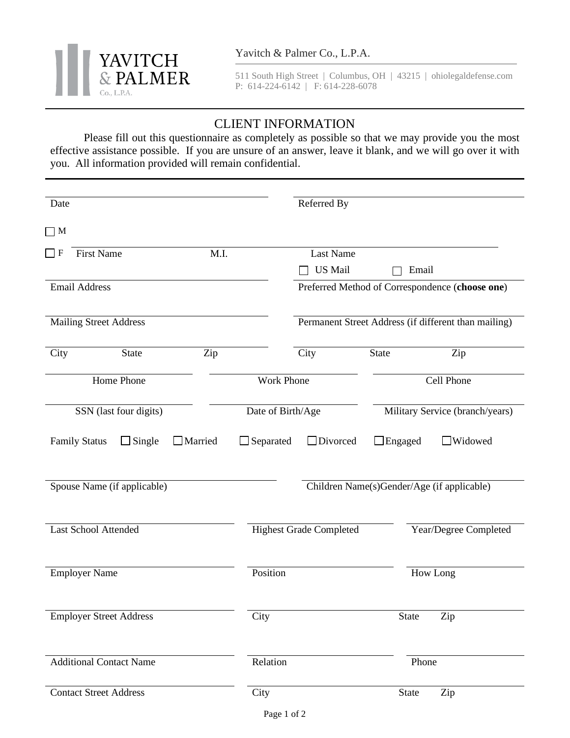YAVITCH & PALMER Co., L.P.A.

Yavitch & Palmer Co., L.P.A.

511 South High Street | Columbus, OH | 43215 | ohiolegaldefense.com
P: 614-224-6142 | F: 614-228-6078

# CLIENT INFORMATION

Please fill out this questionnaire as completely as possible so that we may provide you the most effective assistance possible. If you are unsure of an answer, leave it blank, and we will go over it with you. All information provided will remain confidential.

Date ______________________ Referred By ______________________

☐ M
☐ F First Name ______ M.I. ______ Last Name ______

Email Address ______________________

Preferred Method of Correspondence (**choose one**) ☐ US Mail ☐ Email

Mailing Street Address ______________________ Permanent Street Address (if different than mailing) ______________________

City ______ State ______ Zip ______ City ______ State ______ Zip ______

Home Phone ______ Work Phone ______ Cell Phone ______

SSN (last four digits) ______ Date of Birth/Age ______ Military Service (branch/years) ______

Family Status ☐ Single ☐ Married ☐ Separated ☐ Divorced ☐ Engaged ☐ Widowed

Spouse Name (if applicable) ______________________ Children Name(s)Gender/Age (if applicable) ______________________

Last School Attended ______ Highest Grade Completed ______ Year/Degree Completed ______

Employer Name ______ Position ______ How Long ______

Employer Street Address ______ City ______ State ______ Zip ______

Additional Contact Name ______ Relation ______ Phone ______

Contact Street Address ______ City ______ State ______ Zip ______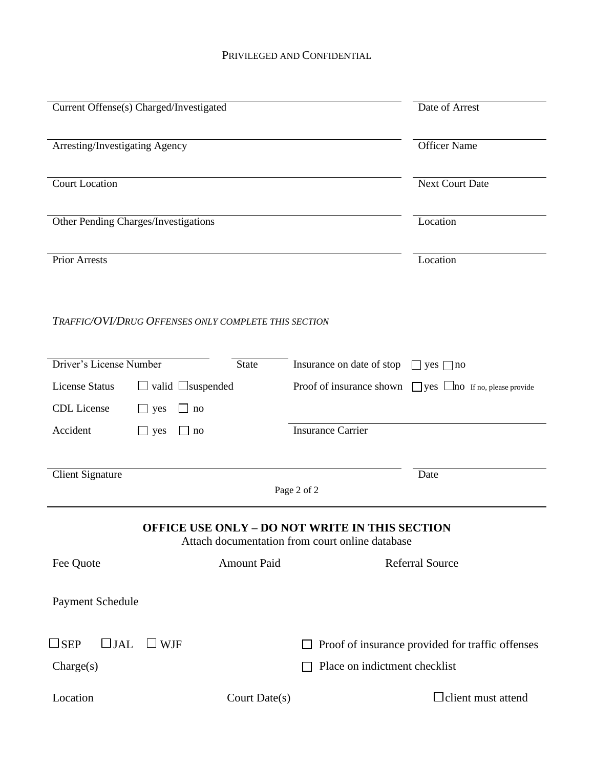PRIVILEGED AND CONFIDENTIAL

| | |
|---|---|
| Current Offense(s) Charged/Investigated | Date of Arrest |
| Arresting/Investigating Agency | Officer Name |
| Court Location | Next Court Date |
| Other Pending Charges/Investigations | Location |
| Prior Arrests | Location |

*TRAFFIC/OVI/DRUG OFFENSES ONLY COMPLETE THIS SECTION*

| | | | |
|---|---|---|---|
| Driver's License Number | State | Insurance on date of stop | ☐ yes ☐ no |
| License Status | ☐ valid ☐ suspended | Proof of insurance shown | ☐ yes ☐ no If no, please provide |
| CDL License | ☐ yes ☐ no | | |
| Accident | ☐ yes ☐ no | Insurance Carrier | |

| | |
|---|---|
| Client Signature | Date |

**OFFICE USE ONLY – DO NOT WRITE IN THIS SECTION**

Attach documentation from court online database

| | | |
|---|---|---|
| Fee Quote | Amount Paid | Referral Source |
| Payment Schedule | | |

☐ SEP ☐ JAL ☐ WJF

☐ Proof of insurance provided for traffic offenses

Charge(s)

☐ Place on indictment checklist

| | | |
|---|---|---|
| Location | Court Date(s) | ☐ client must attend |